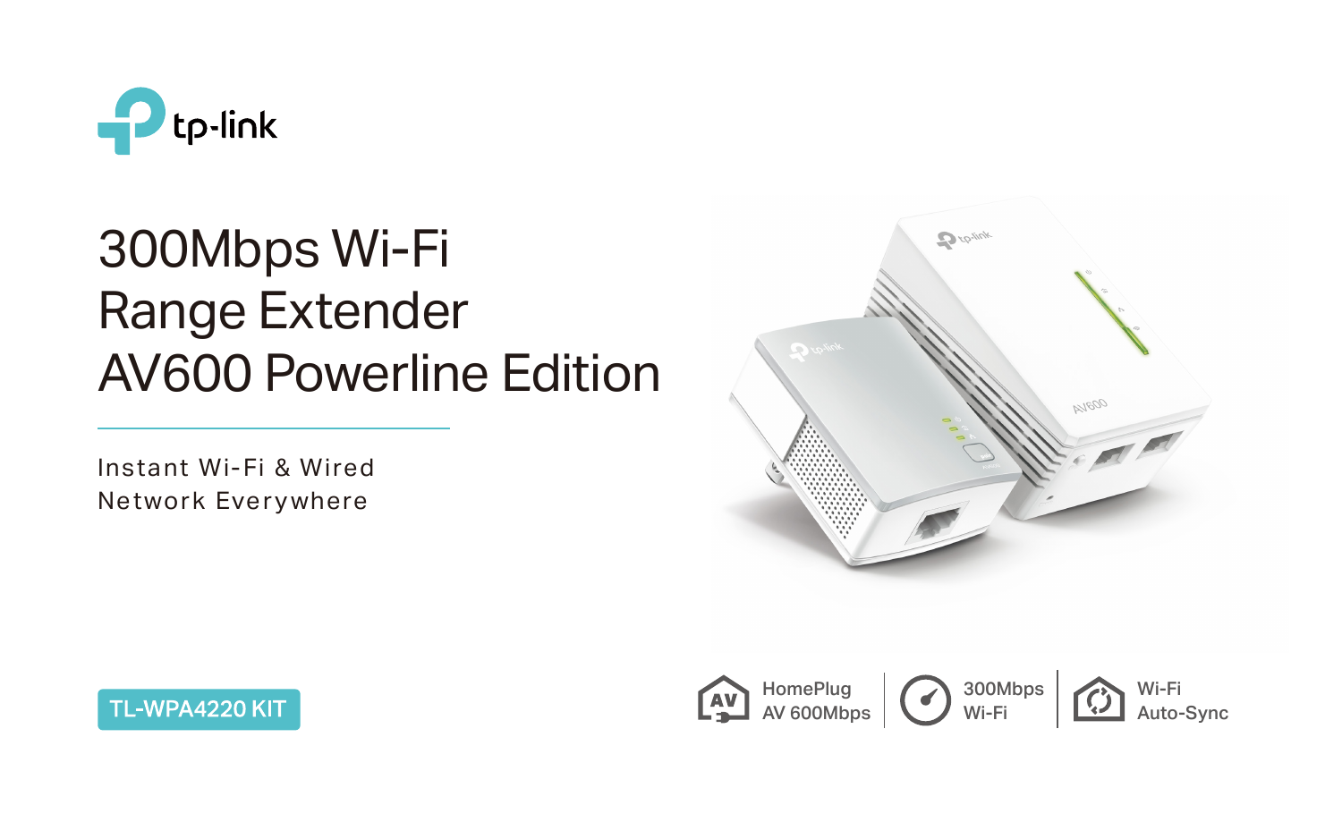tp-link

# 300Mbps Wi-Fi Range Extender AV600 Powerline Edition

Instant Wi-Fi & Wired Network Everywhere

TL-WPA4220 KIT

HomePlug AV 600Mbps | 300Mbps Wi-Fi | Wi-Fi Auto-Sync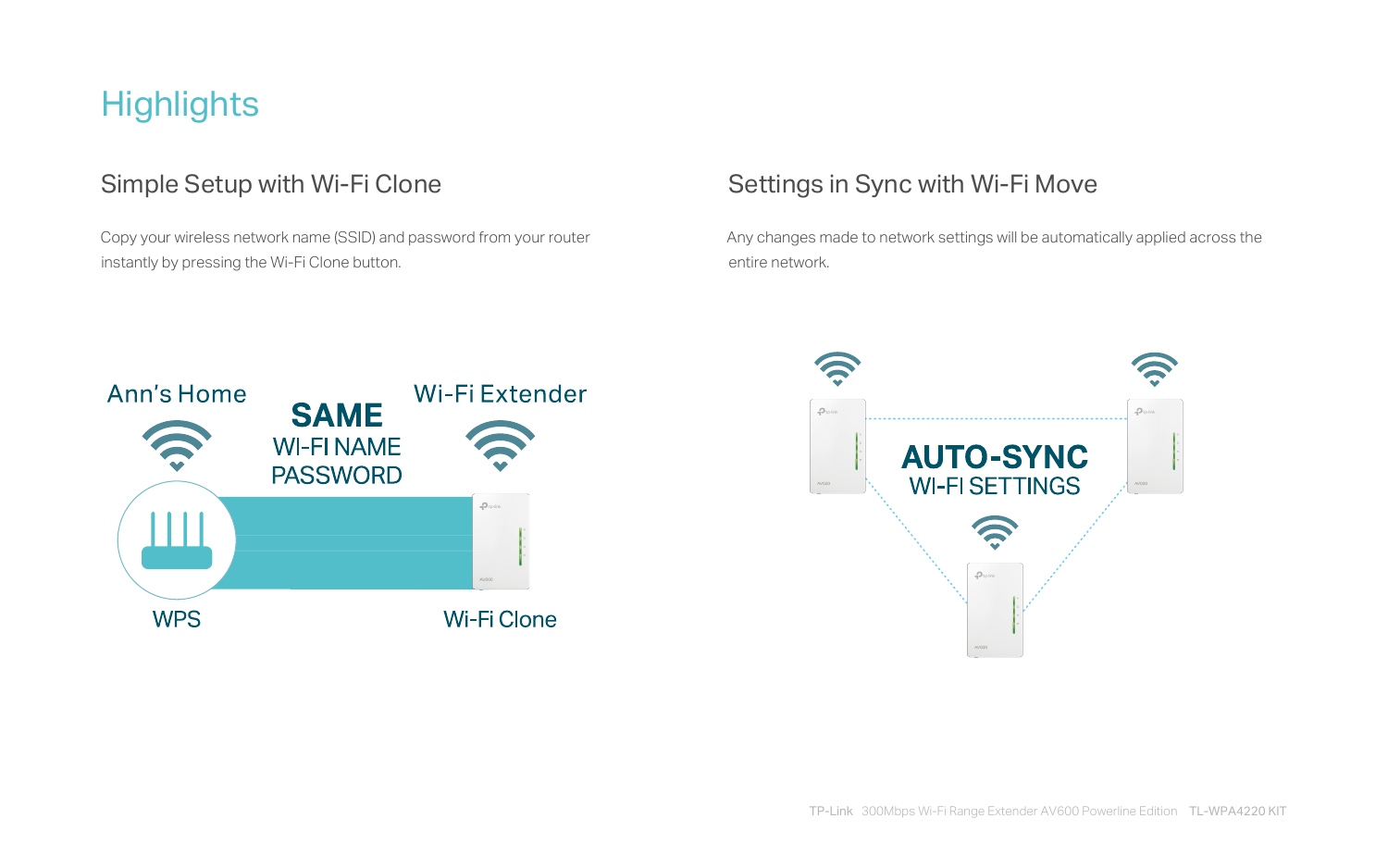# Highlights

## Simple Setup with Wi-Fi Clone

Copy your wireless network name (SSID) and password from your router instantly by pressing the Wi-Fi Clone button.

Ann's Home

**SAME**
WI-FI NAME
PASSWORD

Wi-Fi Extender

WPS

Wi-Fi Clone

## Settings in Sync with Wi-Fi Move

Any changes made to network settings will be automatically applied across the entire network.

**AUTO-SYNC**
WI-FI SETTINGS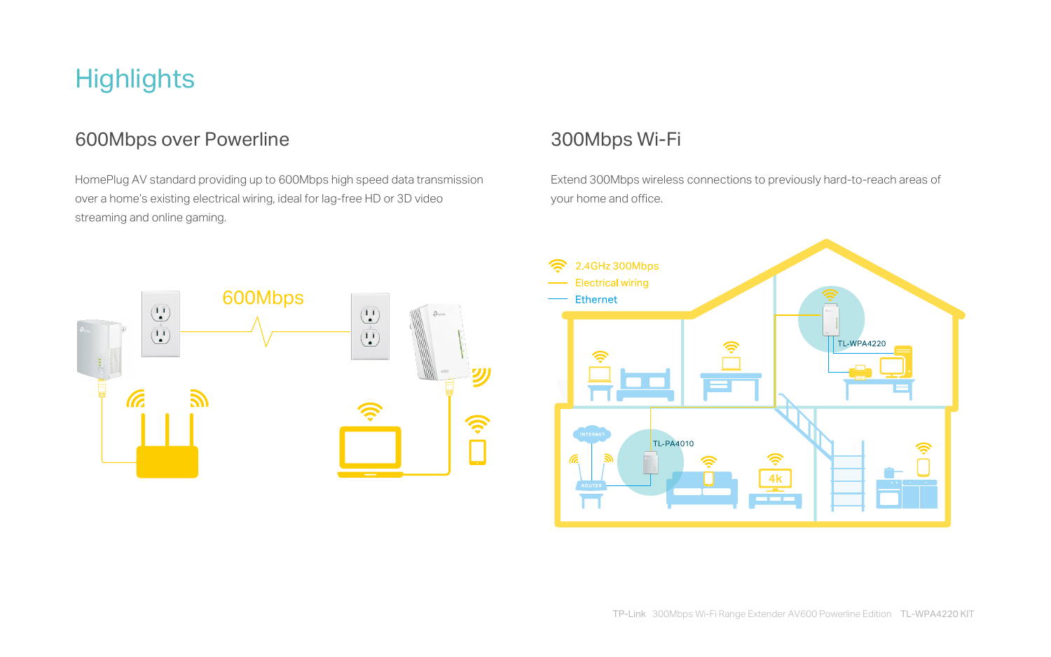# Highlights

## 600Mbps over Powerline

HomePlug AV standard providing up to 600Mbps high speed data transmission over a home's existing electrical wiring, ideal for lag-free HD or 3D video streaming and online gaming.

600Mbps

## 300Mbps Wi-Fi

Extend 300Mbps wireless connections to previously hard-to-reach areas of your home and office.

2.4GHz 300Mbps

Electrical wiring

Ethernet

TL-WPA4220

TL-PA4010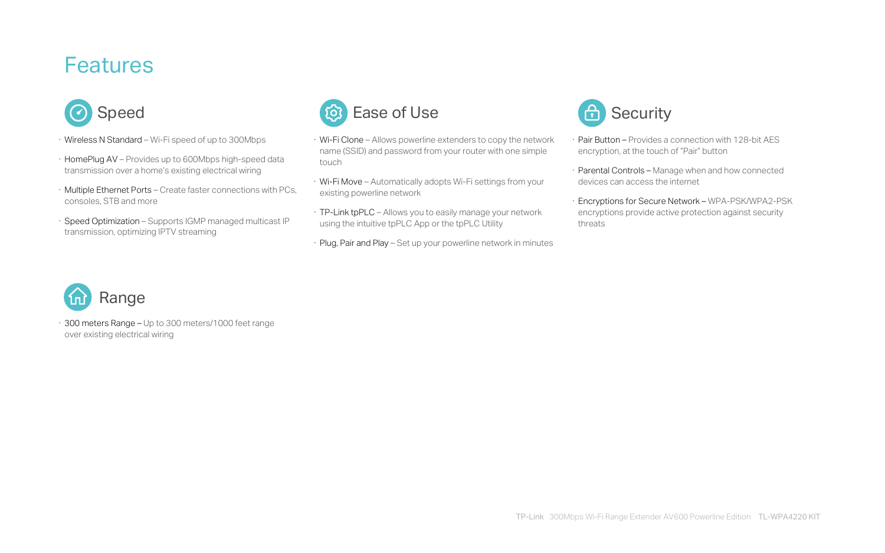# Features

## Speed

- Wireless N Standard – Wi-Fi speed of up to 300Mbps
- HomePlug AV – Provides up to 600Mbps high-speed data transmission over a home's existing electrical wiring
- Multiple Ethernet Ports – Create faster connections with PCs, consoles, STB and more
- Speed Optimization – Supports IGMP managed multicast IP transmission, optimizing IPTV streaming

## Ease of Use

- Wi-Fi Clone – Allows powerline extenders to copy the network name (SSID) and password from your router with one simple touch
- Wi-Fi Move – Automatically adopts Wi-Fi settings from your existing powerline network
- TP-Link tpPLC – Allows you to easily manage your network using the intuitive tpPLC App or the tpPLC Utility
- Plug, Pair and Play – Set up your powerline network in minutes

## Security

- Pair Button – Provides a connection with 128-bit AES encryption, at the touch of "Pair" button
- Parental Controls – Manage when and how connected devices can access the internet
- Encryptions for Secure Network – WPA-PSK/WPA2-PSK encryptions provide active protection against security threats

## Range

- 300 meters Range – Up to 300 meters/1000 feet range over existing electrical wiring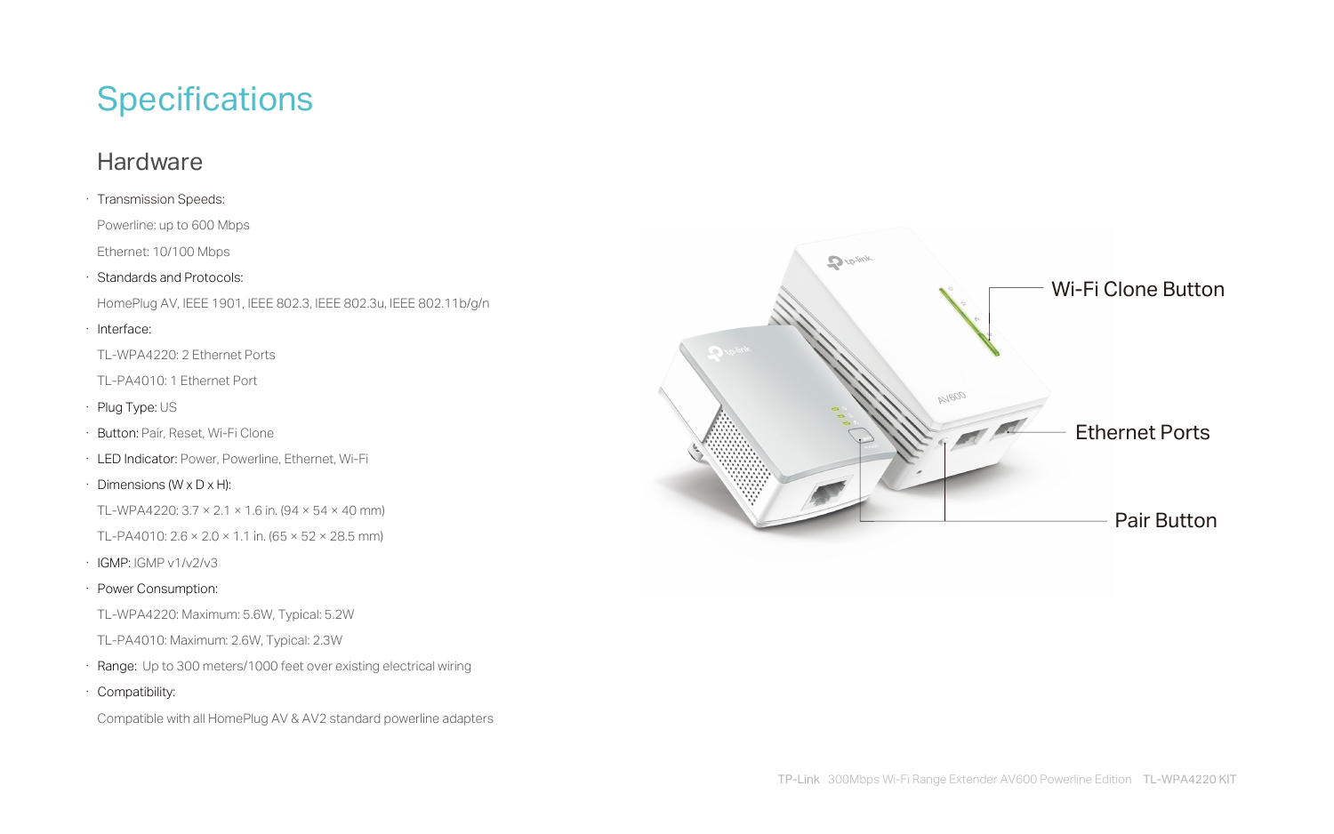# Specifications

## Hardware

- Transmission Speeds:

  Powerline: up to 600 Mbps

  Ethernet: 10/100 Mbps
- Standards and Protocols:

  HomePlug AV, IEEE 1901, IEEE 802.3, IEEE 802.3u, IEEE 802.11b/g/n
- Interface:

  TL-WPA4220: 2 Ethernet Ports

  TL-PA4010: 1 Ethernet Port
- Plug Type: US
- Button: Pair, Reset, Wi-Fi Clone
- LED Indicator: Power, Powerline, Ethernet, Wi-Fi
- Dimensions (W x D x H):

  TL-WPA4220: 3.7 × 2.1 × 1.6 in. (94 × 54 × 40 mm)

  TL-PA4010: 2.6 × 2.0 × 1.1 in. (65 × 52 × 28.5 mm)
- IGMP: IGMP v1/v2/v3
- Power Consumption:

  TL-WPA4220: Maximum: 5.6W, Typical: 5.2W

  TL-PA4010: Maximum: 2.6W, Typical: 2.3W
- Range: Up to 300 meters/1000 feet over existing electrical wiring
- Compatibility:

  Compatible with all HomePlug AV & AV2 standard powerline adapters

Wi-Fi Clone Button

Ethernet Ports

Pair Button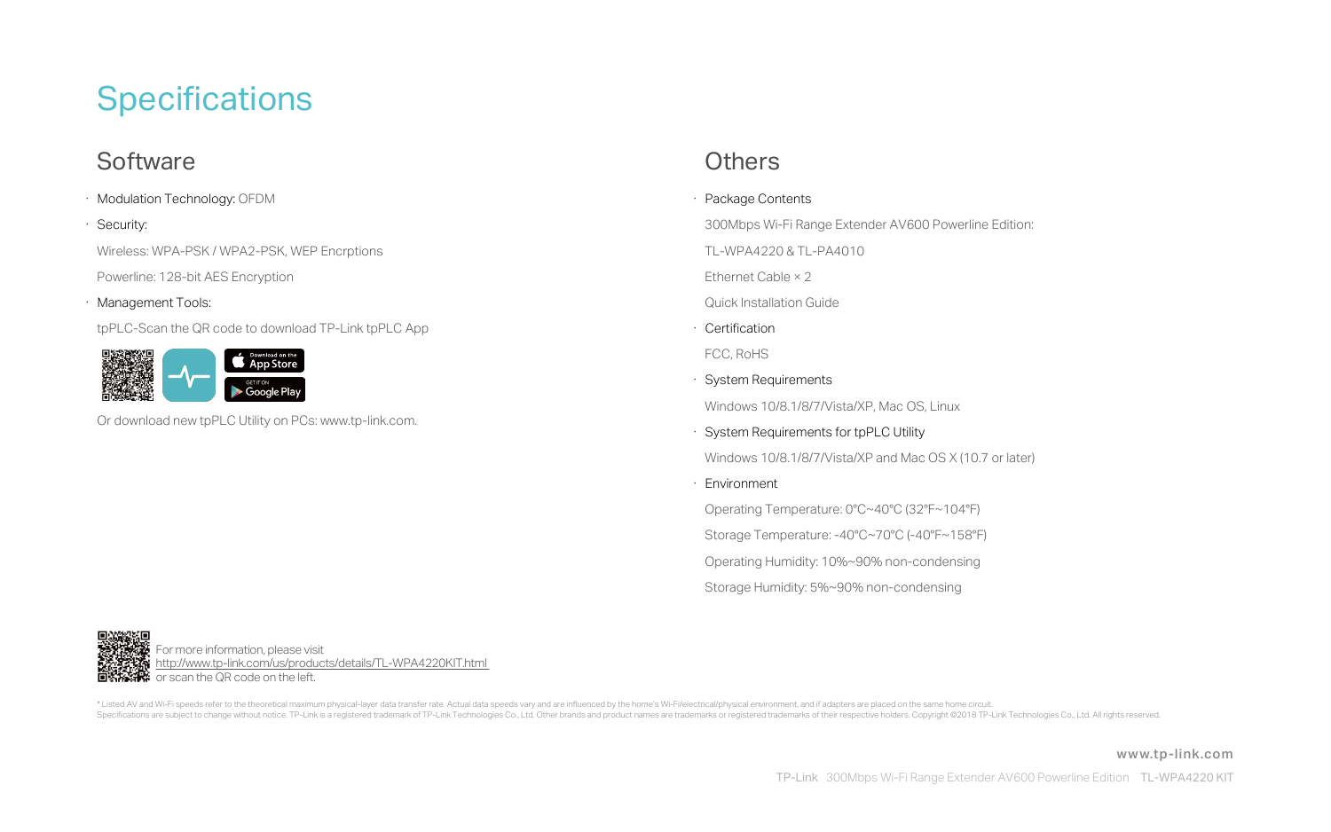# Specifications

## Software

- Modulation Technology: OFDM
- Security:

  Wireless: WPA-PSK / WPA2-PSK, WEP Encrptions

  Powerline: 128-bit AES Encryption
- Management Tools:

  tpPLC-Scan the QR code to download TP-Link tpPLC App

  Download on the App Store

  GET IT ON Google Play

  Or download new tpPLC Utility on PCs: www.tp-link.com.

## Others

- Package Contents

  300Mbps Wi-Fi Range Extender AV600 Powerline Edition:

  TL-WPA4220 & TL-PA4010

  Ethernet Cable × 2

  Quick Installation Guide
- Certification

  FCC, RoHS
- System Requirements

  Windows 10/8.1/8/7/Vista/XP, Mac OS, Linux
- System Requirements for tpPLC Utility

  Windows 10/8.1/8/7/Vista/XP and Mac OS X (10.7 or later)
- Environment

  Operating Temperature: 0℃~40℃ (32℉~104℉)

  Storage Temperature: -40℃~70℃ (-40℉~158℉)

  Operating Humidity: 10%~90% non-condensing

  Storage Humidity: 5%~90% non-condensing

For more information, please visit
http://www.tp-link.com/us/products/details/TL-WPA4220KIT.html
or scan the QR code on the left.

* Listed AV and Wi-Fi speeds refer to the theoretical maximum physical-layer data transfer rate. Actual data speeds vary and are influenced by the home's Wi-Fi/electrical/physical environment, and if adapters are placed on the same home circuit.
Specifications are subject to change without notice. TP-Link is a registered trademark of TP-Link Technologies Co., Ltd. Other brands and product names are trademarks or registered trademarks of their respective holders. Copyright ©2018 TP-Link Technologies Co., Ltd. All rights reserved.

www.tp-link.com

TP-Link 300Mbps Wi-Fi Range Extender AV600 Powerline Edition TL-WPA4220 KIT